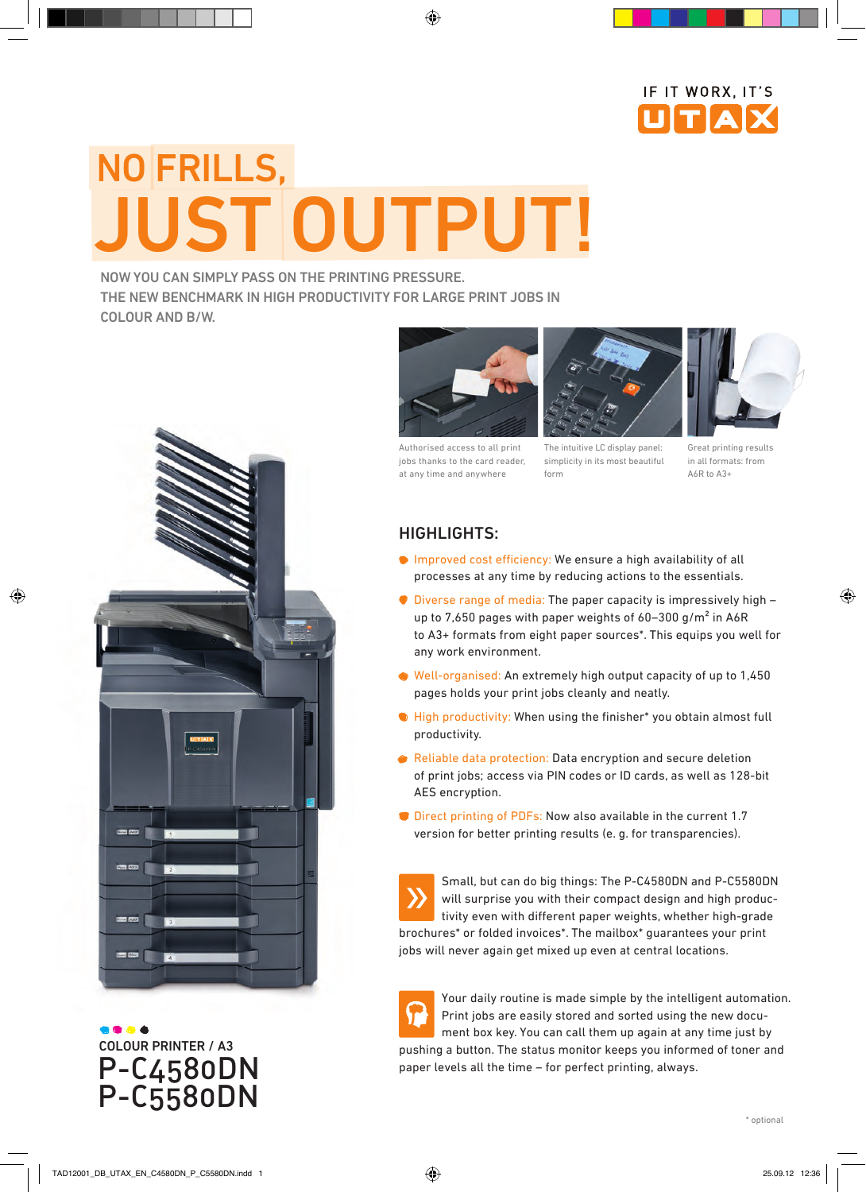IF IT WORX, IT'S UTAX

# NO FRILLS, JUST OUTPUT!

NOW YOU CAN SIMPLY PASS ON THE PRINTING PRESSURE.
THE NEW BENCHMARK IN HIGH PRODUCTIVITY FOR LARGE PRINT JOBS IN COLOUR AND B/W.

Authorised access to all print jobs thanks to the card reader, at any time and anywhere

The intuitive LC display panel: simplicity in its most beautiful form

Great printing results in all formats: from A6R to A3+

## HIGHLIGHTS:

- Improved cost efficiency: We ensure a high availability of all processes at any time by reducing actions to the essentials.
- Diverse range of media: The paper capacity is impressively high – up to 7,650 pages with paper weights of 60–300 g/m² in A6R to A3+ formats from eight paper sources*. This equips you well for any work environment.
- Well-organised: An extremely high output capacity of up to 1,450 pages holds your print jobs cleanly and neatly.
- High productivity: When using the finisher* you obtain almost full productivity.
- Reliable data protection: Data encryption and secure deletion of print jobs; access via PIN codes or ID cards, as well as 128-bit AES encryption.
- Direct printing of PDFs: Now also available in the current 1.7 version for better printing results (e. g. for transparencies).

Small, but can do big things: The P-C4580DN and P-C5580DN will surprise you with their compact design and high productivity even with different paper weights, whether high-grade brochures* or folded invoices*. The mailbox* guarantees your print jobs will never again get mixed up even at central locations.

Your daily routine is made simple by the intelligent automation. Print jobs are easily stored and sorted using the new document box key. You can call them up again at any time just by pushing a button. The status monitor keeps you informed of toner and paper levels all the time – for perfect printing, always.

COLOUR PRINTER / A3

# P-C4580DN
# P-C5580DN

\* optional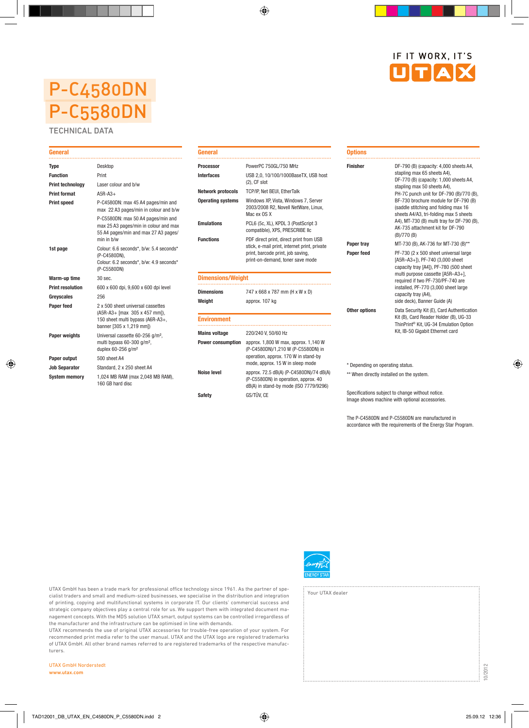IF IT WORX, IT'S UTAX

# P-C4580DN
# P-C5580DN

TECHNICAL DATA

## General

| | |
|---|---|
| **Type** | Desktop |
| **Function** | Print |
| **Print technology** | Laser colour and b/w |
| **Print format** | A5R-A3+ |
| **Print speed** | P-C4580DN: max 45 A4 pages/min and max 22 A3 pages/min in colour and b/w<br>P-C5580DN: max 50 A4 pages/min and max 25 A3 pages/min in colour and max 55 A4 pages/min and max 27 A3 pages/ min in b/w |
| **1st page** | Colour: 6.6 seconds*, b/w: 5.4 seconds* (P-C4580DN),<br>Colour: 6.2 seconds*, b/w: 4.9 seconds* (P-C5580DN) |
| **Warm-up time** | 30 sec. |
| **Print resolution** | 600 x 600 dpi, 9,600 x 600 dpi level |
| **Greyscales** | 256 |
| **Paper feed** | 2 x 500 sheet universal cassettes (A5R-A3+ [max 305 x 457 mm]), 150 sheet multi bypass (A6R-A3+, banner [305 x 1,219 mm]) |
| **Paper weights** | Universal cassette 60-256 g/m², multi bypass 60-300 g/m², duplex 60-256 g/m² |
| **Paper output** | 500 sheet A4 |
| **Job Separator** | Standard, 2 x 250 sheet A4 |
| **System memory** | 1,024 MB RAM (max 2,048 MB RAM), 160 GB hard disc |

## General

| | |
|---|---|
| **Processor** | PowerPC 750GL/750 MHz |
| **Interfaces** | USB 2,0, 10/100/1000BaseTX, USB host (2), CF slot |
| **Network protocols** | TCP/IP, Net BEUI, EtherTalk |
| **Operating systems** | Windows XP, Vista, Windows 7, Server 2003/2008 R2, Novell NetWare, Linux, Mac ex OS X |
| **Emulations** | PCL6 (5c, XL), KPDL 3 (PostScript 3 compatible), XPS, PRESCRIBE IIc |
| **Functions** | PDF direct print, direct print from USB stick, e-mail print, internet print, private print, barcode print, job saving, print-on-demand, toner save mode |

## Dimensions/Weight

| | |
|---|---|
| **Dimensions** | 747 x 668 x 787 mm (H x W x D) |
| **Weight** | approx. 107 kg |

## Environment

| | |
|---|---|
| **Mains voltage** | 220/240 V, 50/60 Hz |
| **Power consumption** | approx. 1,800 W max, approx. 1,140 W (P-C4580DN)/1,210 W (P-C5580DN) in operation, approx. 170 W in stand-by mode, approx. 15 W in sleep mode |
| **Noise level** | approx. 72.5 dB(A) (P-C4580DN)/74 dB(A) (P-C5580DN) in operation, approx. 40 dB(A) in stand-by mode (ISO 7779/9296) |
| **Safety** | GS/TÜV, CE |

## Options

| | |
|---|---|
| **Finisher** | DF-790 (B) (capacity: 4,000 sheets A4, stapling max 65 sheets A4), DF-770 (B) (capacity: 1,000 sheets A4, stapling max 50 sheets A4), PH-7C punch unit for DF-790 (B)/770 (B), BF-730 brochure module for DF-790 (B) (saddle stitching and folding max 16 sheets A4/A3, tri-folding max 5 sheets A4), MT-730 (B) multi tray for DF-790 (B), AK-735 attachment kit for DF-790 (B)/770 (B) |
| **Paper tray** | MT-730 (B), AK-736 for MT-730 (B)** |
| **Paper feed** | PF-730 (2 x 500 sheet universal large [A5R–A3+]), PF-740 (3,000 sheet large capacity tray [A4]), PF-780 (500 sheet multi purpose cassette [A5R–A3+], required if two PF-730/PF-740 are installed, PF-770 (3,000 sheet large capacity tray (A4), side deck), Banner Guide (A) |
| **Other options** | Data Security Kit (E), Card Authentication Kit (B), Card Reader Holder (B), UG-33 ThinPrint® Kit, UG-34 Emulation Option Kit, IB-50 Gigabit Ethernet card |

* Depending on operating status.

** When directly installed on the system.

Specifications subject to change without notice.
Image shows machine with optional accessories.

The P-C4580DN and P-C5580DN are manufactured in accordance with the requirements of the Energy Star Program.

ENERGY STAR

UTAX GmbH has been a trade mark for professional office technology since 1961. As the partner of specialist traders and small and medium-sized businesses, we specialise in the distribution and integration of printing, copying and multifunctional systems in corporate IT. Our clients' commercial success and strategic company objectives play a central role for us. We support them with integrated document management concepts. With the MDS solution UTAX smart, output systems can be controlled irregardless of the manufacturer and the infrastructure can be optimised in line with demands.
UTAX recommends the use of original UTAX accessories for trouble-free operation of your system. For recommended print media refer to the user manual. UTAX and the UTAX logo are registered trademarks of UTAX GmbH. All other brand names referred to are registered trademarks of the respective manufacturers.

UTAX GmbH Norderstedt
www.utax.com

Your UTAX dealer

10/2012